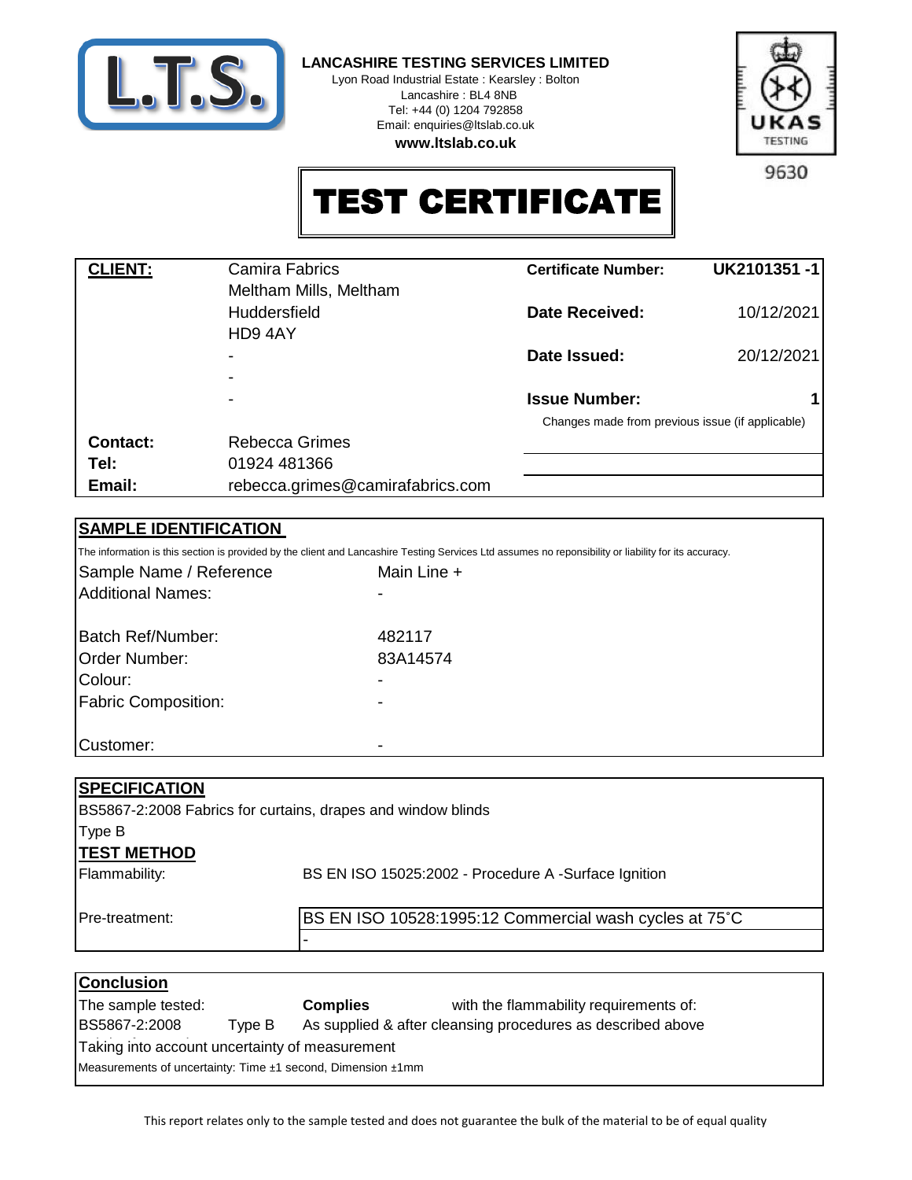**LANCASHIRE TESTING SERVICES LIMITED**
Lyon Road Industrial Estate : Kearsley : Bolton
Lancashire : BL4 8NB
Tel: +44 (0) 1204 792858
Email: enquiries@ltslab.co.uk
**www.ltslab.co.uk**

9630

# TEST CERTIFICATE

| **CLIENT:** | Camira Fabrics | **Certificate Number:** | **UK2101351 -1** |
|---|---|---|---|
| | Meltham Mills, Meltham | | |
| | Huddersfield | **Date Received:** | 10/12/2021 |
| | HD9 4AY | | |
| | - | **Date Issued:** | 20/12/2021 |
| | - | | |
| | - | **Issue Number:** | **1** |
| | | Changes made from previous issue (if applicable) | |
| **Contact:** | Rebecca Grimes | | |
| **Tel:** | 01924 481366 | | |
| **Email:** | rebecca.grimes@camirafabrics.com | | |

## SAMPLE IDENTIFICATION

The information is this section is provided by the client and Lancashire Testing Services Ltd assumes no reponisibility or liability for its accuracy.

| | |
|---|---|
| Sample Name / Reference | Main Line + |
| Additional Names: | - |
| Batch Ref/Number: | 482117 |
| Order Number: | 83A14574 |
| Colour: | - |
| Fabric Composition: | - |
| Customer: | - |

## SPECIFICATION

BS5867-2:2008 Fabrics for curtains, drapes and window blinds

Type B

## TEST METHOD

| | |
|---|---|
| Flammability: | BS EN ISO 15025:2002 - Procedure A -Surface Ignition |
| Pre-treatment: | BS EN ISO 10528:1995:12 Commercial wash cycles at 75˚C |
| | - |

## Conclusion

| | | | |
|---|---|---|---|
| The sample tested: | | **Complies** | with the flammability requirements of: |
| BS5867-2:2008 | Type B | As supplied & after cleansing procedures as described above | |

Taking into account uncertainty of measurement

Measurements of uncertainty: Time ±1 second, Dimension ±1mm

This report relates only to the sample tested and does not guarantee the bulk of the material to be of equal quality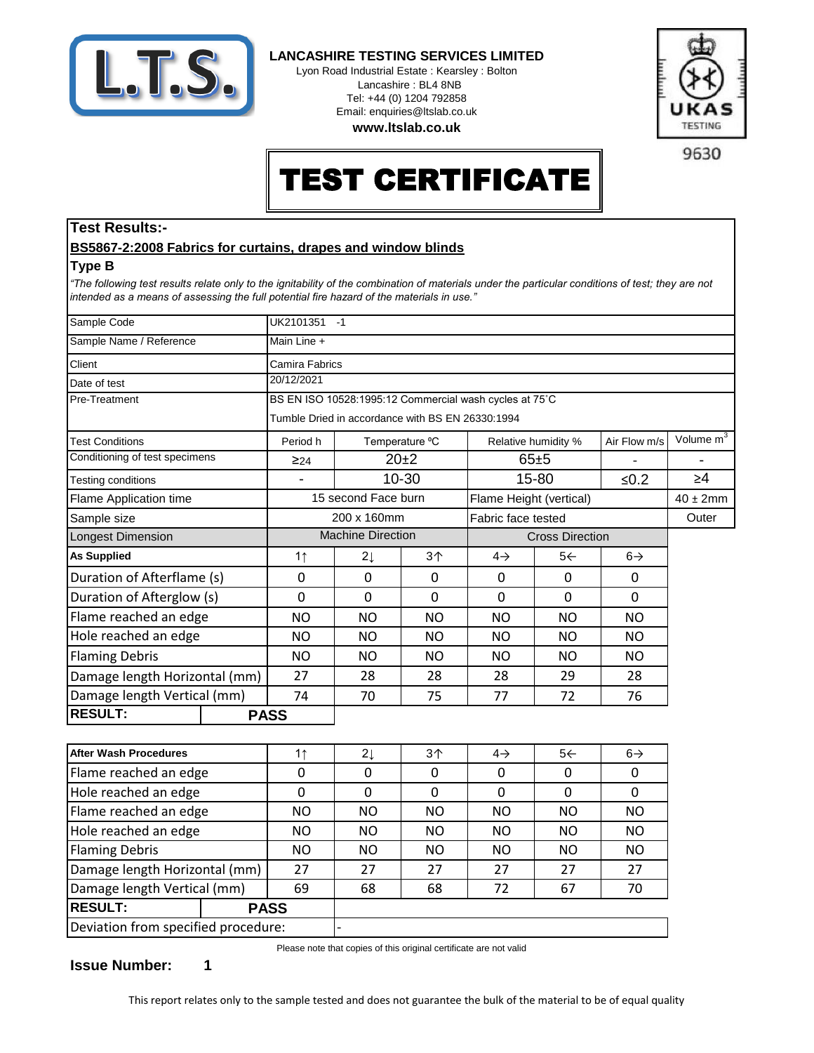**LANCASHIRE TESTING SERVICES LIMITED**
Lyon Road Industrial Estate : Kearsley : Bolton
Lancashire : BL4 8NB
Tel: +44 (0) 1204 792858
Email: enquiries@ltslab.co.uk
**www.ltslab.co.uk**

UKAS TESTING 9630

# TEST CERTIFICATE

## Test Results:-

**BS5867-2:2008 Fabrics for curtains, drapes and window blinds**

### Type B

*"The following test results relate only to the ignitability of the combination of materials under the particular conditions of test; they are not intended as a means of assessing the full potential fire hazard of the materials in use."*

| Sample Code | UK2101351 -1 | | | | | |
|---|---|---|---|---|---|---|
| Sample Name / Reference | Main Line + | | | | | |
| Client | Camira Fabrics | | | | | |
| Date of test | 20/12/2021 | | | | | |
| Pre-Treatment | BS EN ISO 10528:1995:12 Commercial wash cycles at 75˚C<br>Tumble Dried in accordance with BS EN 26330:1994 | | | | | |
| Test Conditions | Period h | Temperature ºC | | Relative humidity % | Air Flow m/s | Volume $m^3$ |
| Conditioning of test specimens | ≥24 | 20±2 | | 65±5 | - | - |
| Testing conditions | - | 10-30 | | 15-80 | ≤0.2 | ≥4 |
| Flame Application time | 15 second Face burn | | | Flame Height (vertical) | | 40 ± 2mm |
| Sample size | 200 x 160mm | | | Fabric face tested | | Outer |

| Longest Dimension | Machine Direction | | | Cross Direction | | |
|---|---|---|---|---|---|---|
| **As Supplied** | 1↑ | 2↓ | 3↑ | 4→ | 5← | 6→ |
| Duration of Afterflame (s) | 0 | 0 | 0 | 0 | 0 | 0 |
| Duration of Afterglow (s) | 0 | 0 | 0 | 0 | 0 | 0 |
| Flame reached an edge | NO | NO | NO | NO | NO | NO |
| Hole reached an edge | NO | NO | NO | NO | NO | NO |
| Flaming Debris | NO | NO | NO | NO | NO | NO |
| Damage length Horizontal (mm) | 27 | 28 | 28 | 28 | 29 | 28 |
| Damage length Vertical (mm) | 74 | 70 | 75 | 77 | 72 | 76 |
| **RESULT:** | **PASS** | | | | | |

| **After Wash Procedures** | 1↑ | 2↓ | 3↑ | 4→ | 5← | 6→ |
|---|---|---|---|---|---|---|
| Flame reached an edge | 0 | 0 | 0 | 0 | 0 | 0 |
| Hole reached an edge | 0 | 0 | 0 | 0 | 0 | 0 |
| Flame reached an edge | NO | NO | NO | NO | NO | NO |
| Hole reached an edge | NO | NO | NO | NO | NO | NO |
| Flaming Debris | NO | NO | NO | NO | NO | NO |
| Damage length Horizontal (mm) | 27 | 27 | 27 | 27 | 27 | 27 |
| Damage length Vertical (mm) | 69 | 68 | 68 | 72 | 67 | 70 |
| **RESULT:** | **PASS** | | | | | |
| Deviation from specified procedure: | - | | | | | |

Please note that copies of this original certificate are not valid

**Issue Number: 1**

This report relates only to the sample tested and does not guarantee the bulk of the material to be of equal quality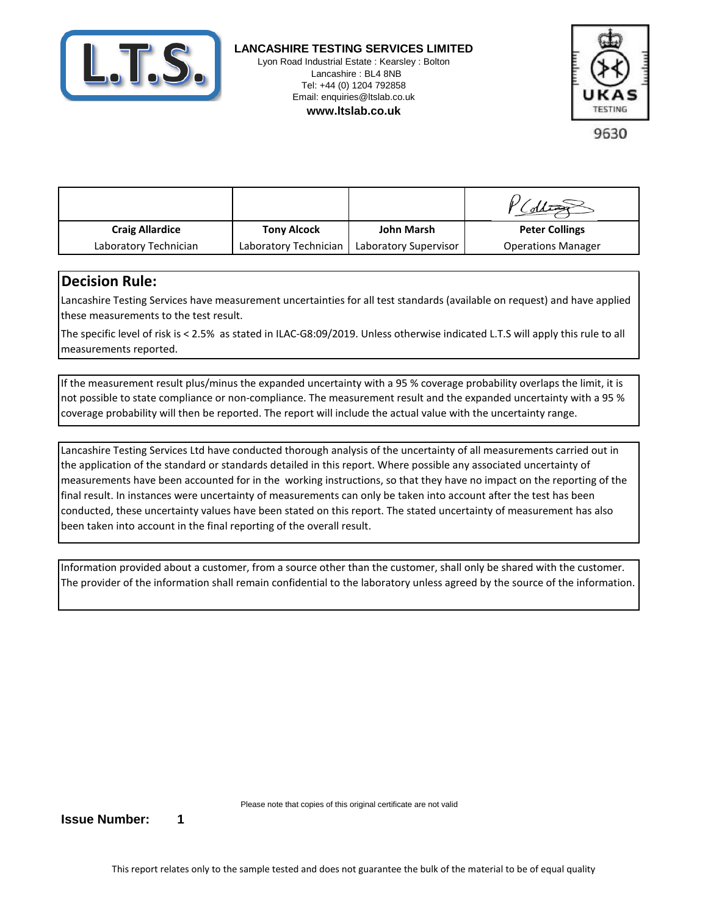**LANCASHIRE TESTING SERVICES LIMITED**
Lyon Road Industrial Estate : Kearsley : Bolton
Lancashire : BL4 8NB
Tel: +44 (0) 1204 792858
Email: enquiries@ltslab.co.uk
**www.ltslab.co.uk**

UKAS TESTING
9630

| | | | |
|---|---|---|---|
| | | | P Collings |
| **Craig Allardice** | **Tony Alcock** | **John Marsh** | **Peter Collings** |
| Laboratory Technician | Laboratory Technician | Laboratory Supervisor | Operations Manager |

## Decision Rule:

Lancashire Testing Services have measurement uncertainties for all test standards (available on request) and have applied these measurements to the test result.

The specific level of risk is < 2.5% as stated in ILAC-G8:09/2019. Unless otherwise indicated L.T.S will apply this rule to all measurements reported.

If the measurement result plus/minus the expanded uncertainty with a 95 % coverage probability overlaps the limit, it is not possible to state compliance or non-compliance. The measurement result and the expanded uncertainty with a 95 % coverage probability will then be reported. The report will include the actual value with the uncertainty range.

Lancashire Testing Services Ltd have conducted thorough analysis of the uncertainty of all measurements carried out in the application of the standard or standards detailed in this report. Where possible any associated uncertainty of measurements have been accounted for in the working instructions, so that they have no impact on the reporting of the final result. In instances were uncertainty of measurements can only be taken into account after the test has been conducted, these uncertainty values have been stated on this report. The stated uncertainty of measurement has also been taken into account in the final reporting of the overall result.

Information provided about a customer, from a source other than the customer, shall only be shared with the customer. The provider of the information shall remain confidential to the laboratory unless agreed by the source of the information.

Please note that copies of this original certificate are not valid

**Issue Number: 1**

This report relates only to the sample tested and does not guarantee the bulk of the material to be of equal quality